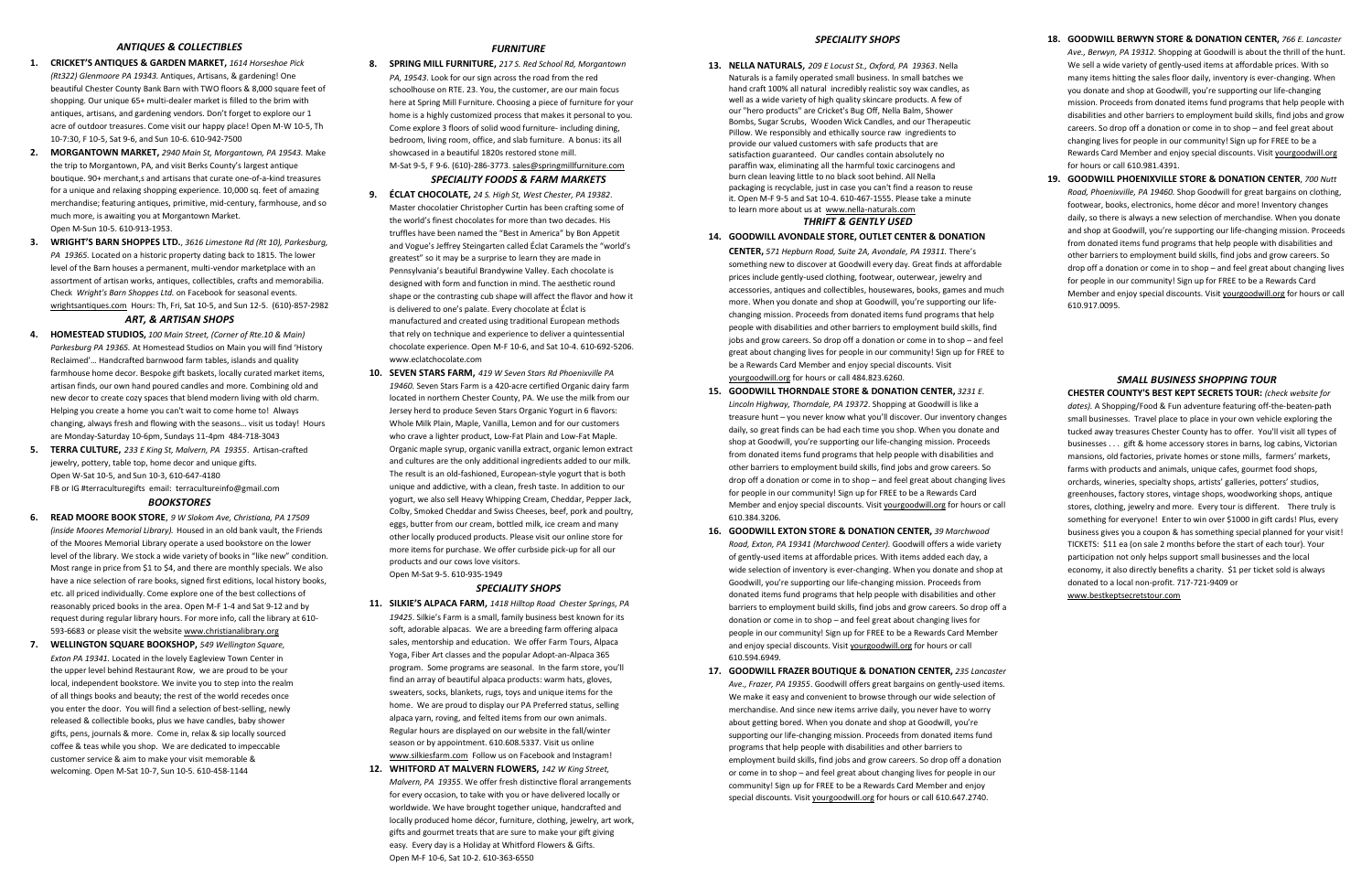## ANTIQUES & COLLECTIBLES

1. **CRICKET'S ANTIQUES & GARDEN MARKET,** *1614 Horseshoe Pick (Rt322) Glenmoore PA 19343.* Antiques, Artisans, & gardening! One beautiful Chester County Bank Barn with TWO floors & 8,000 square feet of shopping. Our unique 65+ multi-dealer market is filled to the brim with antiques, artisans, and gardening vendors. Don't forget to explore our 1 acre of outdoor treasures. Come visit our happy place! Open M-W 10-5, Th 10-7:30, F 10-5, Sat 9-6, and Sun 10-6. 610-942-7500

2. **MORGANTOWN MARKET,** *2940 Main St, Morgantown, PA 19543.* Make the trip to Morgantown, PA, and visit Berks County's largest antique boutique. 90+ merchant,s and artisans that curate one-of-a-kind treasures for a unique and relaxing shopping experience. 10,000 sq. feet of amazing merchandise; featuring antiques, primitive, mid-century, farmhouse, and so much more, is awaiting you at Morgantown Market. Open M-Sun 10-5. 610-913-1953.

3. **WRIGHT'S BARN SHOPPES LTD.**, *3616 Limestone Rd (Rt 10), Parkesburg, PA 19365.* Located on a historic property dating back to 1815. The lower level of the Barn houses a permanent, multi-vendor marketplace with an assortment of artisan works, antiques, collectibles, crafts and memorabilia. Check *Wright's Barn Shoppes Ltd.* on Facebook for seasonal events. wrightsantiques.com Hours: Th, Fri, Sat 10-5, and Sun 12-5. (610)-857-2982

## ART, & ARTISAN SHOPS

4. **HOMESTEAD STUDIOS,** *100 Main Street, (Corner of Rte.10 & Main) Parkesburg PA 19365.* At Homestead Studios on Main you will find 'History Reclaimed'… Handcrafted barnwood farm tables, islands and quality farmhouse home decor. Bespoke gift baskets, locally curated market items, artisan finds, our own hand poured candles and more. Combining old and new decor to create cozy spaces that blend modern living with old charm. Helping you create a home you can't wait to come home to! Always changing, always fresh and flowing with the seasons… visit us today! Hours are Monday-Saturday 10-6pm, Sundays 11-4pm 484-718-3043

5. **TERRA CULTURE,** *233 E King St, Malvern, PA 19355.* Artisan-crafted jewelry, pottery, table top, home decor and unique gifts. Open W-Sat 10-5, and Sun 10-3, 610-647-4180 FB or IG #terraculturegifts email: terracultureinfo@gmail.com

## BOOKSTORES

6. **READ MOORE BOOK STORE**, *9 W Slokom Ave, Christiana, PA 17509 (inside Moores Memorial Library).* Housed in an old bank vault, the Friends of the Moores Memorial Library operate a used bookstore on the lower level of the library. We stock a wide variety of books in "like new" condition. Most range in price from $1 to $4, and there are monthly specials. We also have a nice selection of rare books, signed first editions, local history books, etc. all priced individually. Come explore one of the best collections of reasonably priced books in the area. Open M-F 1-4 and Sat 9-12 and by request during regular library hours. For more info, call the library at 610-593-6683 or please visit the website www.christianalibrary.org

7. **WELLINGTON SQUARE BOOKSHOP,** *549 Wellington Square, Exton PA 19341.* Located in the lovely Eagleview Town Center in the upper level behind Restaurant Row, we are proud to be your local, independent bookstore. We invite you to step into the realm of all things books and beauty; the rest of the world recedes once you enter the door. You will find a selection of best-selling, newly released & collectible books, plus we have candles, baby shower gifts, pens, journals & more. Come in, relax & sip locally sourced coffee & teas while you shop. We are dedicated to impeccable customer service & aim to make your visit memorable & welcoming. Open M-Sat 10-7, Sun 10-5. 610-458-1144

## FURNITURE

8. **SPRING MILL FURNITURE,** *217 S. Red School Rd, Morgantown PA, 19543.* Look for our sign across the road from the red schoolhouse on RTE. 23. You, the customer, are our main focus here at Spring Mill Furniture. Choosing a piece of furniture for your home is a highly customized process that makes it personal to you. Come explore 3 floors of solid wood furniture- including dining, bedroom, living room, office, and slab furniture. A bonus: its all showcased in a beautiful 1820s restored stone mill. M-Sat 9-5, F 9-6. (610)-286-3773. sales@springmillfurniture.com

## SPECIALITY FOODS & FARM MARKETS

9. **ÉCLAT CHOCOLATE,** *24 S. High St, West Chester, PA 19382.* Master chocolatier Christopher Curtin has been crafting some of the world's finest chocolates for more than two decades. His truffles have been named the "Best in America" by Bon Appetit and Vogue's Jeffrey Steingarten called Éclat Caramels the "world's greatest" so it may be a surprise to learn they are made in Pennsylvania's beautiful Brandywine Valley. Each chocolate is designed with form and function in mind. The aesthetic round shape or the contrasting cub shape will affect the flavor and how it is delivered to one's palate. Every chocolate at Éclat is manufactured and created using traditional European methods that rely on technique and experience to deliver a quintessential chocolate experience. Open M-F 10-6, and Sat 10-4. 610-692-5206. www.eclatchocolate.com

10. **SEVEN STARS FARM,** *419 W Seven Stars Rd Phoenixville PA 19460.* Seven Stars Farm is a 420-acre certified Organic dairy farm located in northern Chester County, PA. We use the milk from our Jersey herd to produce Seven Stars Organic Yogurt in 6 flavors: Whole Milk Plain, Maple, Vanilla, Lemon and for our customers who crave a lighter product, Low-Fat Plain and Low-Fat Maple. Organic maple syrup, organic vanilla extract, organic lemon extract and cultures are the only additional ingredients added to our milk. The result is an old-fashioned, European-style yogurt that is both unique and addictive, with a clean, fresh taste. In addition to our yogurt, we also sell Heavy Whipping Cream, Cheddar, Pepper Jack, Colby, Smoked Cheddar and Swiss Cheeses, beef, pork and poultry, eggs, butter from our cream, bottled milk, ice cream and many other locally produced products. Please visit our online store for more items for purchase. We offer curbside pick-up for all our products and our cows love visitors. Open M-Sat 9-5. 610-935-1949

## SPECIALITY SHOPS

11. **SILKIE'S ALPACA FARM,** *1418 Hilltop Road Chester Springs, PA 19425.* Silkie's Farm is a small, family business best known for its soft, adorable alpacas. We are a breeding farm offering alpaca sales, mentorship and education. We offer Farm Tours, Alpaca Yoga, Fiber Art classes and the popular Adopt-an-Alpaca 365 program. Some programs are seasonal. In the farm store, you'll find an array of beautiful alpaca products: warm hats, gloves, sweaters, socks, blankets, rugs, toys and unique items for the home. We are proud to display our PA Preferred status, selling alpaca yarn, roving, and felted items from our own animals. Regular hours are displayed on our website in the fall/winter season or by appointment. 610.608.5337. Visit us online www.silkiesfarm.com Follow us on Facebook and Instagram!

12. **WHITFORD AT MALVERN FLOWERS,** *142 W King Street, Malvern, PA 19355.* We offer fresh distinctive floral arrangements for every occasion, to take with you or have delivered locally or worldwide. We have brought together unique, handcrafted and locally produced home décor, furniture, clothing, jewelry, art work, gifts and gourmet treats that are sure to make your gift giving easy. Every day is a Holiday at Whitford Flowers & Gifts. Open M-F 10-6, Sat 10-2. 610-363-6550

## SPECIALITY SHOPS

13. **NELLA NATURALS,** *209 E Locust St., Oxford, PA 19363.* Nella Naturals is a family operated small business. In small batches we hand craft 100% all natural incredibly realistic soy wax candles, as well as a wide variety of high quality skincare products. A few of our "hero products" are Cricket's Bug Off, Nella Balm, Shower Bombs, Sugar Scrubs, Wooden Wick Candles, and our Therapeutic Pillow. We responsibly and ethically source raw ingredients to provide our valued customers with safe products that are satisfaction guaranteed. Our candles contain absolutely no paraffin wax, eliminating all the harmful toxic carcinogens and burn clean leaving little to no black soot behind. All Nella packaging is recyclable, just in case you can't find a reason to reuse it. Open M-F 9-5 and Sat 10-4. 610-467-1555. Please take a minute to learn more about us at www.nella-naturals.com

## THRIFT & GENTLY USED

14. **GOODWILL AVONDALE STORE, OUTLET CENTER & DONATION CENTER,** *571 Hepburn Road, Suite 2A, Avondale, PA 19311.* There's something new to discover at Goodwill every day. Great finds at affordable prices include gently-used clothing, footwear, outerwear, jewelry and accessories, antiques and collectibles, housewares, books, games and much more. When you donate and shop at Goodwill, you're supporting our life-changing mission. Proceeds from donated items fund programs that help people with disabilities and other barriers to employment build skills, find jobs and grow careers. So drop off a donation or come in to shop – and feel great about changing lives for people in our community! Sign up for FREE to be a Rewards Card Member and enjoy special discounts. Visit yourgoodwill.org for hours or call 484.823.6260.

15. **GOODWILL THORNDALE STORE & DONATION CENTER,** *3231 E. Lincoln Highway, Thorndale, PA 19372.* Shopping at Goodwill is like a treasure hunt – you never know what you'll discover. Our inventory changes daily, so great finds can be had each time you shop. When you donate and shop at Goodwill, you're supporting our life-changing mission. Proceeds from donated items fund programs that help people with disabilities and other barriers to employment build skills, find jobs and grow careers. So drop off a donation or come in to shop – and feel great about changing lives for people in our community! Sign up for FREE to be a Rewards Card Member and enjoy special discounts. Visit yourgoodwill.org for hours or call 610.384.3206.

16. **GOODWILL EXTON STORE & DONATION CENTER,** *39 Marchwood Road, Exton, PA 19341 (Marchwood Center).* Goodwill offers a wide variety of gently-used items at affordable prices. With items added each day, a wide selection of inventory is ever-changing. When you donate and shop at Goodwill, you're supporting our life-changing mission. Proceeds from donated items fund programs that help people with disabilities and other barriers to employment build skills, find jobs and grow careers. So drop off a donation or come in to shop – and feel great about changing lives for people in our community! Sign up for FREE to be a Rewards Card Member and enjoy special discounts. Visit yourgoodwill.org for hours or call 610.594.6949.

17. **GOODWILL FRAZER BOUTIQUE & DONATION CENTER,** *235 Lancaster Ave., Frazer, PA 19355.* Goodwill offers great bargains on gently-used items. We make it easy and convenient to browse through our wide selection of merchandise. And since new items arrive daily, you never have to worry about getting bored. When you donate and shop at Goodwill, you're supporting our life-changing mission. Proceeds from donated items fund programs that help people with disabilities and other barriers to employment build skills, find jobs and grow careers. So drop off a donation or come in to shop – and feel great about changing lives for people in our community! Sign up for FREE to be a Rewards Card Member and enjoy special discounts. Visit yourgoodwill.org for hours or call 610.647.2740.

18. **GOODWILL BERWYN STORE & DONATION CENTER,** *766 E. Lancaster Ave., Berwyn, PA 19312.* Shopping at Goodwill is about the thrill of the hunt. We sell a wide variety of gently-used items at affordable prices. With so many items hitting the sales floor daily, inventory is ever-changing. When you donate and shop at Goodwill, you're supporting our life-changing mission. Proceeds from donated items fund programs that help people with disabilities and other barriers to employment build skills, find jobs and grow careers. So drop off a donation or come in to shop – and feel great about changing lives for people in our community! Sign up for FREE to be a Rewards Card Member and enjoy special discounts. Visit yourgoodwill.org for hours or call 610.981.4391.

19. **GOODWILL PHOENIXVILLE STORE & DONATION CENTER**, *700 Nutt Road, Phoenixville, PA 19460.* Shop Goodwill for great bargains on clothing, footwear, books, electronics, home décor and more! Inventory changes daily, so there is always a new selection of merchandise. When you donate and shop at Goodwill, you're supporting our life-changing mission. Proceeds from donated items fund programs that help people with disabilities and other barriers to employment build skills, find jobs and grow careers. So drop off a donation or come in to shop – and feel great about changing lives for people in our community! Sign up for FREE to be a Rewards Card Member and enjoy special discounts. Visit yourgoodwill.org for hours or call 610.917.0095.

## SMALL BUSINESS SHOPPING TOUR

**CHESTER COUNTY'S BEST KEPT SECRETS TOUR:** *(check website for dates).* A Shopping/Food & Fun adventure featuring off-the-beaten-path small businesses. Travel place to place in your own vehicle exploring the tucked away treasures Chester County has to offer. You'll visit all types of businesses . . . gift & home accessory stores in barns, log cabins, Victorian mansions, old factories, private homes or stone mills, farmers' markets, farms with products and animals, unique cafes, gourmet food shops, orchards, wineries, specialty shops, artists' galleries, potters' studios, greenhouses, factory stores, vintage shops, woodworking shops, antique stores, clothing, jewelry and more. Every tour is different. There truly is something for everyone! Enter to win over $1000 in gift cards! Plus, every business gives you a coupon & has something special planned for your visit! TICKETS: $11 ea (on sale 2 months before the start of each tour). Your participation not only helps support small businesses and the local economy, it also directly benefits a charity. $1 per ticket sold is always donated to a local non-profit. 717-721-9409 or www.bestkeptsecretstour.com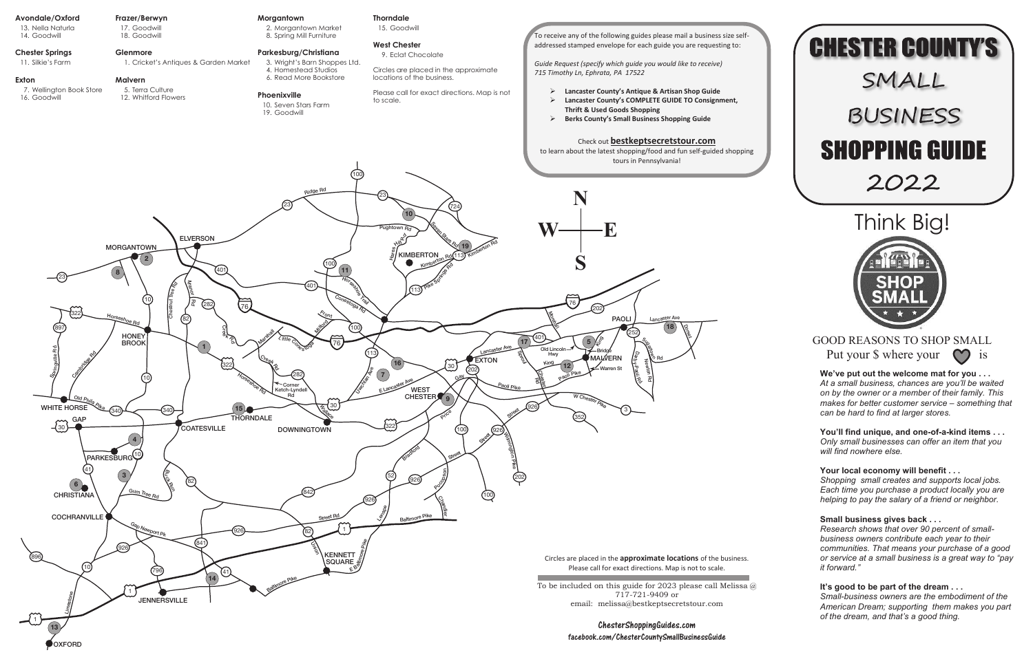**Avondale/Oxford**
13. Nella Naturla
14. Goodwill

**Chester Springs**
11. Silkie's Farm

**Exton**
7. Wellington Book Store
16. Goodwill

**Frazer/Berwyn**
17. Goodwill
18. Goodwill

**Glenmore**
1. Cricket's Antiques & Garden Market

**Malvern**
5. Terra Culture
12. Whitford Flowers

**Morgantown**
2. Morgantown Market
8. Spring Mill Furniture

**Parkesburg/Christiana**
3. Wright's Barn Shoppes Ltd.
4. Homestead Studios
6. Read More Bookstore

**Phoenixville**
10. Seven Stars Farm
19. Goodwill

**Thorndale**
15. Goodwill

**West Chester**
9. Eclat Chocolate

Circles are placed in the approximate locations of the business.

Please call for exact directions. Map is not to scale.

To receive any of the following guides please mail a business size self-addressed stamped envelope for each guide you are requesting to:

*Guide Request (specify which guide you would like to receive)*
*715 Timothy Ln, Ephrata, PA 17522*

- **Lancaster County's Antique & Artisan Shop Guide**
- **Lancaster County's COMPLETE GUIDE TO Consignment, Thrift & Used Goods Shopping**
- **Berks County's Small Business Shopping Guide**

Check out **bestkeptsecretstour.com** to learn about the latest shopping/food and fun self-guided shopping tours in Pennsylvania!

# CHESTER COUNTY'S SMALL BUSINESS SHOPPING GUIDE 2022

Think Big!

SHOP SMALL

## GOOD REASONS TO SHOP SMALL

Put your $ where your ♥ is

**We've put out the welcome mat for you . . .**
*At a small business, chances are you'll be waited on by the owner or a member of their family. This makes for better customer service – something that can be hard to find at larger stores.*

**You'll find unique, and one-of-a-kind items . . .**
*Only small businesses can offer an item that you will find nowhere else.*

**Your local economy will benefit . . .**
*Shopping small creates and supports local jobs. Each time you purchase a product locally you are helping to pay the salary of a friend or neighbor.*

**Small business gives back . . .**
*Research shows that over 90 percent of small-business owners contribute each year to their communities. That means your purchase of a good or service at a small business is a great way to "pay it forward."*

**It's good to be part of the dream . . .**
*Small-business owners are the embodiment of the American Dream; supporting them makes you part of the dream, and that's a good thing.*

Circles are placed in the **approximate locations** of the business. Please call for exact directions. Map is not to scale.

To be included on this guide for 2023 please call Melissa @ 717-721-9409 or email: melissa@bestkeptsecretstour.com

ChesterShoppingGuides.com
facebook.com/ChesterCountySmallBusinessGuide